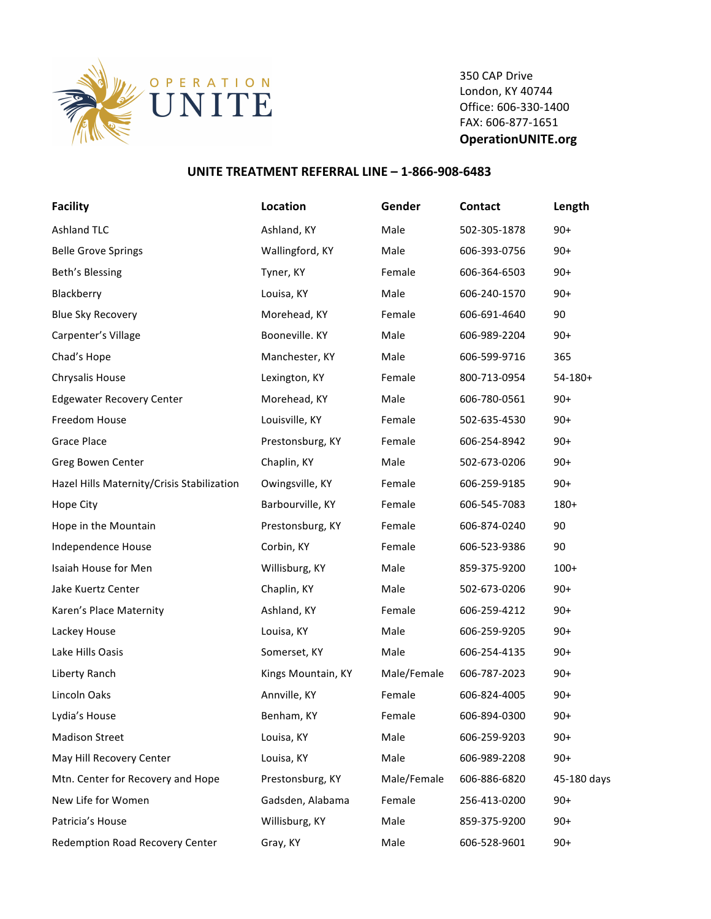OPERATION UNITE

350 CAP Drive
London, KY 40744
Office: 606-330-1400
FAX: 606-877-1651
**OperationUNITE.org**

## UNITE TREATMENT REFERRAL LINE – 1-866-908-6483

| Facility | Location | Gender | Contact | Length |
|---|---|---|---|---|
| Ashland TLC | Ashland, KY | Male | 502-305-1878 | 90+ |
| Belle Grove Springs | Wallingford, KY | Male | 606-393-0756 | 90+ |
| Beth's Blessing | Tyner, KY | Female | 606-364-6503 | 90+ |
| Blackberry | Louisa, KY | Male | 606-240-1570 | 90+ |
| Blue Sky Recovery | Morehead, KY | Female | 606-691-4640 | 90 |
| Carpenter's Village | Booneville. KY | Male | 606-989-2204 | 90+ |
| Chad's Hope | Manchester, KY | Male | 606-599-9716 | 365 |
| Chrysalis House | Lexington, KY | Female | 800-713-0954 | 54-180+ |
| Edgewater Recovery Center | Morehead, KY | Male | 606-780-0561 | 90+ |
| Freedom House | Louisville, KY | Female | 502-635-4530 | 90+ |
| Grace Place | Prestonsburg, KY | Female | 606-254-8942 | 90+ |
| Greg Bowen Center | Chaplin, KY | Male | 502-673-0206 | 90+ |
| Hazel Hills Maternity/Crisis Stabilization | Owingsville, KY | Female | 606-259-9185 | 90+ |
| Hope City | Barbourville, KY | Female | 606-545-7083 | 180+ |
| Hope in the Mountain | Prestonsburg, KY | Female | 606-874-0240 | 90 |
| Independence House | Corbin, KY | Female | 606-523-9386 | 90 |
| Isaiah House for Men | Willisburg, KY | Male | 859-375-9200 | 100+ |
| Jake Kuertz Center | Chaplin, KY | Male | 502-673-0206 | 90+ |
| Karen's Place Maternity | Ashland, KY | Female | 606-259-4212 | 90+ |
| Lackey House | Louisa, KY | Male | 606-259-9205 | 90+ |
| Lake Hills Oasis | Somerset, KY | Male | 606-254-4135 | 90+ |
| Liberty Ranch | Kings Mountain, KY | Male/Female | 606-787-2023 | 90+ |
| Lincoln Oaks | Annville, KY | Female | 606-824-4005 | 90+ |
| Lydia's House | Benham, KY | Female | 606-894-0300 | 90+ |
| Madison Street | Louisa, KY | Male | 606-259-9203 | 90+ |
| May Hill Recovery Center | Louisa, KY | Male | 606-989-2208 | 90+ |
| Mtn. Center for Recovery and Hope | Prestonsburg, KY | Male/Female | 606-886-6820 | 45-180 days |
| New Life for Women | Gadsden, Alabama | Female | 256-413-0200 | 90+ |
| Patricia's House | Willisburg, KY | Male | 859-375-9200 | 90+ |
| Redemption Road Recovery Center | Gray, KY | Male | 606-528-9601 | 90+ |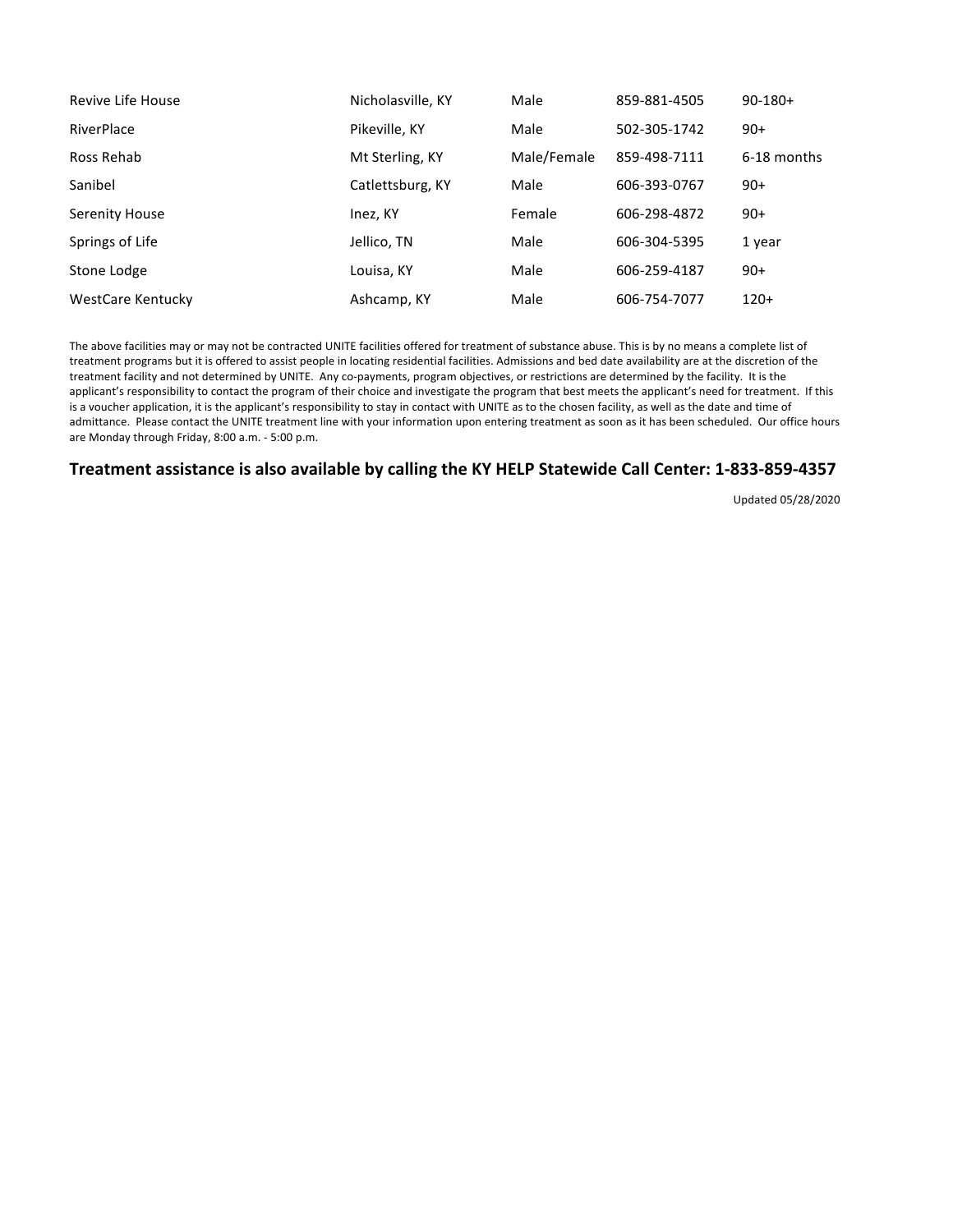| | | | | |
|---|---|---|---|---|
| Revive Life House | Nicholasville, KY | Male | 859-881-4505 | 90-180+ |
| RiverPlace | Pikeville, KY | Male | 502-305-1742 | 90+ |
| Ross Rehab | Mt Sterling, KY | Male/Female | 859-498-7111 | 6-18 months |
| Sanibel | Catlettsburg, KY | Male | 606-393-0767 | 90+ |
| Serenity House | Inez, KY | Female | 606-298-4872 | 90+ |
| Springs of Life | Jellico, TN | Male | 606-304-5395 | 1 year |
| Stone Lodge | Louisa, KY | Male | 606-259-4187 | 90+ |
| WestCare Kentucky | Ashcamp, KY | Male | 606-754-7077 | 120+ |

The above facilities may or may not be contracted UNITE facilities offered for treatment of substance abuse. This is by no means a complete list of treatment programs but it is offered to assist people in locating residential facilities. Admissions and bed date availability are at the discretion of the treatment facility and not determined by UNITE. Any co-payments, program objectives, or restrictions are determined by the facility. It is the applicant's responsibility to contact the program of their choice and investigate the program that best meets the applicant's need for treatment. If this is a voucher application, it is the applicant's responsibility to stay in contact with UNITE as to the chosen facility, as well as the date and time of admittance. Please contact the UNITE treatment line with your information upon entering treatment as soon as it has been scheduled. Our office hours are Monday through Friday, 8:00 a.m. - 5:00 p.m.

**Treatment assistance is also available by calling the KY HELP Statewide Call Center: 1-833-859-4357**

Updated 05/28/2020